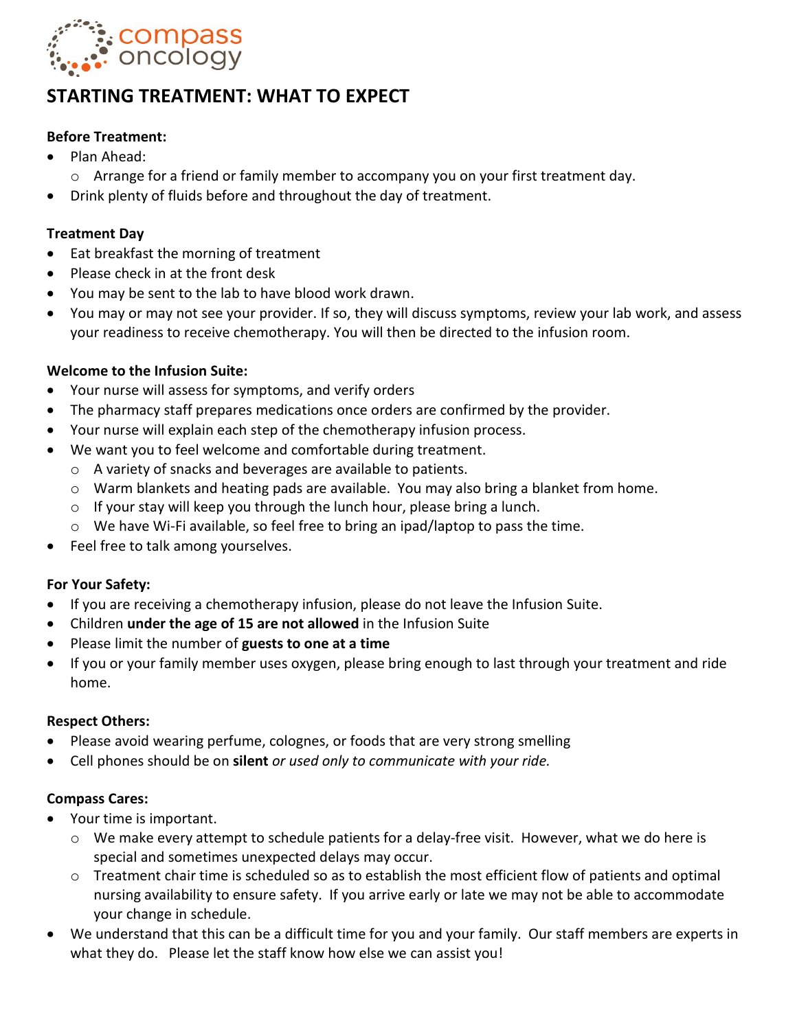compass oncology

# STARTING TREATMENT: WHAT TO EXPECT

**Before Treatment:**

- Plan Ahead:
  - Arrange for a friend or family member to accompany you on your first treatment day.
- Drink plenty of fluids before and throughout the day of treatment.

**Treatment Day**

- Eat breakfast the morning of treatment
- Please check in at the front desk
- You may be sent to the lab to have blood work drawn.
- You may or may not see your provider. If so, they will discuss symptoms, review your lab work, and assess your readiness to receive chemotherapy. You will then be directed to the infusion room.

**Welcome to the Infusion Suite:**

- Your nurse will assess for symptoms, and verify orders
- The pharmacy staff prepares medications once orders are confirmed by the provider.
- Your nurse will explain each step of the chemotherapy infusion process.
- We want you to feel welcome and comfortable during treatment.
  - A variety of snacks and beverages are available to patients.
  - Warm blankets and heating pads are available. You may also bring a blanket from home.
  - If your stay will keep you through the lunch hour, please bring a lunch.
  - We have Wi-Fi available, so feel free to bring an ipad/laptop to pass the time.
- Feel free to talk among yourselves.

**For Your Safety:**

- If you are receiving a chemotherapy infusion, please do not leave the Infusion Suite.
- Children **under the age of 15 are not allowed** in the Infusion Suite
- Please limit the number of **guests to one at a time**
- If you or your family member uses oxygen, please bring enough to last through your treatment and ride home.

**Respect Others:**

- Please avoid wearing perfume, colognes, or foods that are very strong smelling
- Cell phones should be on **silent** *or used only to communicate with your ride.*

**Compass Cares:**

- Your time is important.
  - We make every attempt to schedule patients for a delay-free visit. However, what we do here is special and sometimes unexpected delays may occur.
  - Treatment chair time is scheduled so as to establish the most efficient flow of patients and optimal nursing availability to ensure safety. If you arrive early or late we may not be able to accommodate your change in schedule.
- We understand that this can be a difficult time for you and your family. Our staff members are experts in what they do. Please let the staff know how else we can assist you!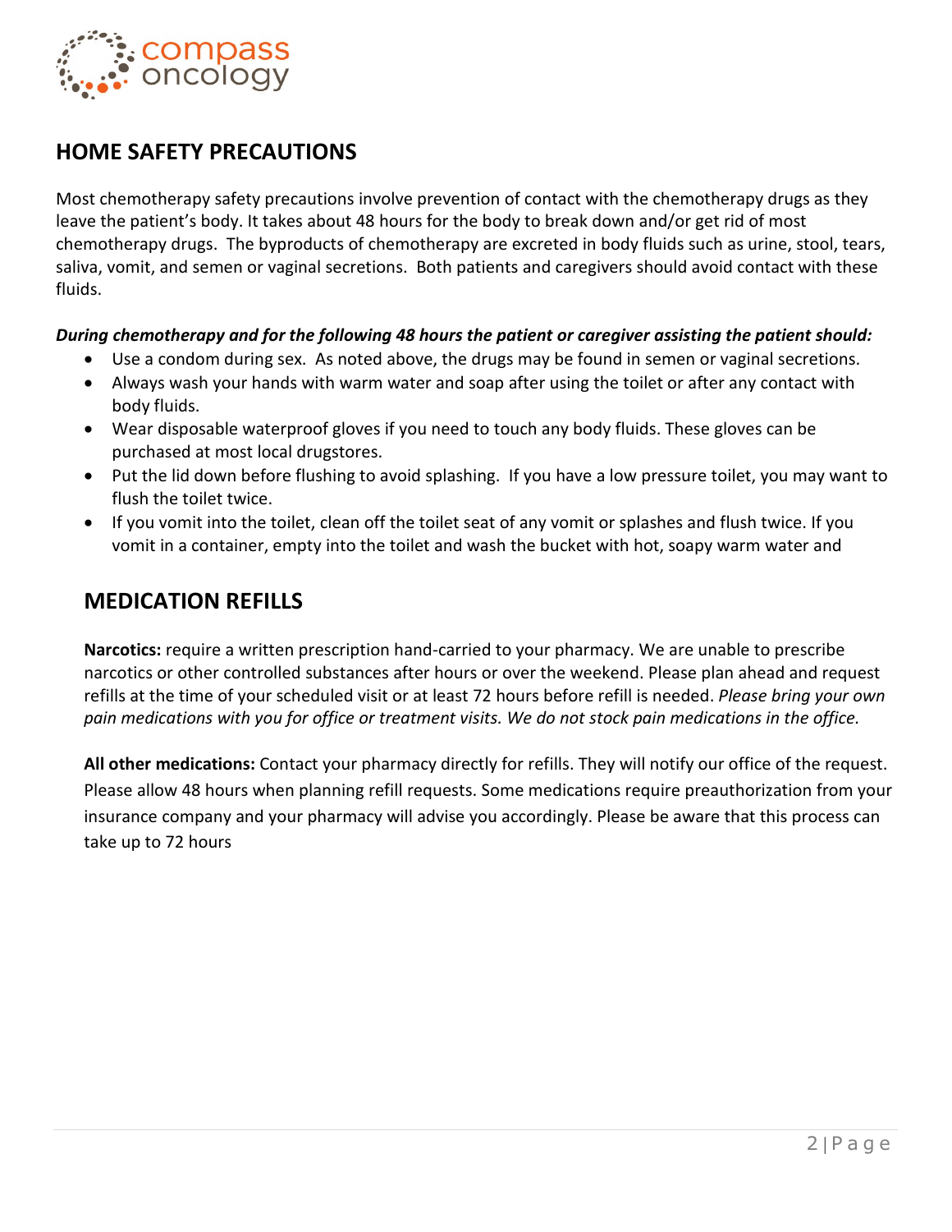## HOME SAFETY PRECAUTIONS

Most chemotherapy safety precautions involve prevention of contact with the chemotherapy drugs as they leave the patient's body. It takes about 48 hours for the body to break down and/or get rid of most chemotherapy drugs. The byproducts of chemotherapy are excreted in body fluids such as urine, stool, tears, saliva, vomit, and semen or vaginal secretions. Both patients and caregivers should avoid contact with these fluids.

***During chemotherapy and for the following 48 hours the patient or caregiver assisting the patient should:***

- Use a condom during sex. As noted above, the drugs may be found in semen or vaginal secretions.
- Always wash your hands with warm water and soap after using the toilet or after any contact with body fluids.
- Wear disposable waterproof gloves if you need to touch any body fluids. These gloves can be purchased at most local drugstores.
- Put the lid down before flushing to avoid splashing. If you have a low pressure toilet, you may want to flush the toilet twice.
- If you vomit into the toilet, clean off the toilet seat of any vomit or splashes and flush twice. If you vomit in a container, empty into the toilet and wash the bucket with hot, soapy warm water and

## MEDICATION REFILLS

**Narcotics:** require a written prescription hand-carried to your pharmacy. We are unable to prescribe narcotics or other controlled substances after hours or over the weekend. Please plan ahead and request refills at the time of your scheduled visit or at least 72 hours before refill is needed. *Please bring your own pain medications with you for office or treatment visits. We do not stock pain medications in the office.*

**All other medications:** Contact your pharmacy directly for refills. They will notify our office of the request. Please allow 48 hours when planning refill requests. Some medications require preauthorization from your insurance company and your pharmacy will advise you accordingly. Please be aware that this process can take up to 72 hours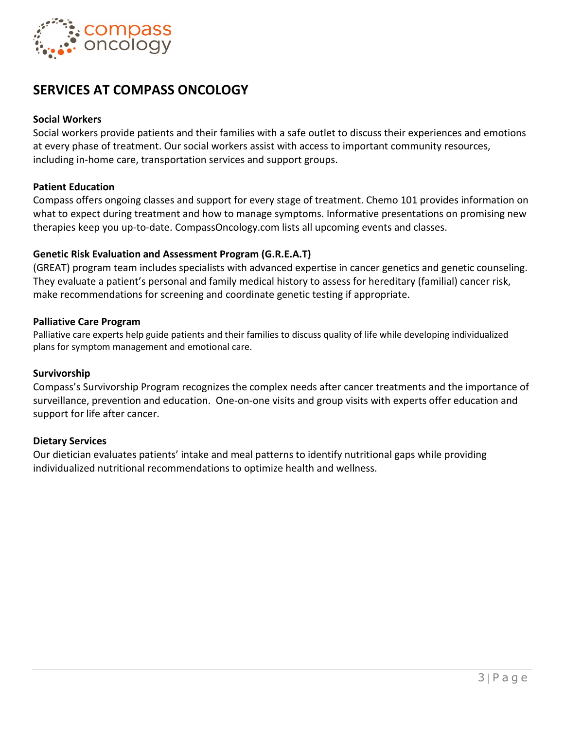## SERVICES AT COMPASS ONCOLOGY

**Social Workers**

Social workers provide patients and their families with a safe outlet to discuss their experiences and emotions at every phase of treatment. Our social workers assist with access to important community resources, including in-home care, transportation services and support groups.

**Patient Education**

Compass offers ongoing classes and support for every stage of treatment. Chemo 101 provides information on what to expect during treatment and how to manage symptoms. Informative presentations on promising new therapies keep you up-to-date. CompassOncology.com lists all upcoming events and classes.

**Genetic Risk Evaluation and Assessment Program (G.R.E.A.T)**

(GREAT) program team includes specialists with advanced expertise in cancer genetics and genetic counseling. They evaluate a patient's personal and family medical history to assess for hereditary (familial) cancer risk, make recommendations for screening and coordinate genetic testing if appropriate.

**Palliative Care Program**

Palliative care experts help guide patients and their families to discuss quality of life while developing individualized plans for symptom management and emotional care.

**Survivorship**

Compass's Survivorship Program recognizes the complex needs after cancer treatments and the importance of surveillance, prevention and education. One-on-one visits and group visits with experts offer education and support for life after cancer.

**Dietary Services**

Our dietician evaluates patients' intake and meal patterns to identify nutritional gaps while providing individualized nutritional recommendations to optimize health and wellness.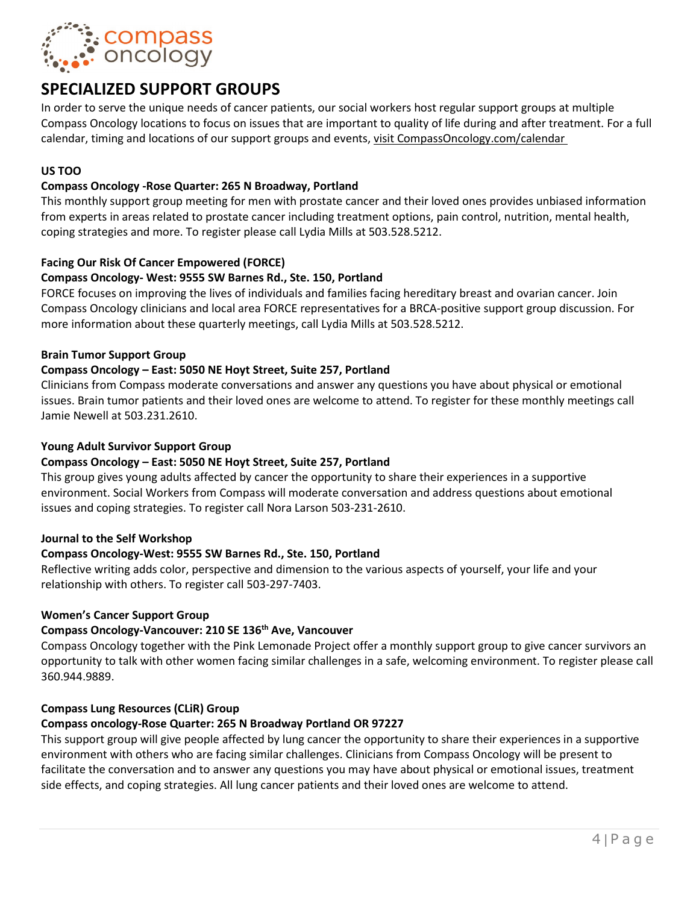compass oncology

# SPECIALIZED SUPPORT GROUPS

In order to serve the unique needs of cancer patients, our social workers host regular support groups at multiple Compass Oncology locations to focus on issues that are important to quality of life during and after treatment. For a full calendar, timing and locations of our support groups and events, visit CompassOncology.com/calendar

**US TOO**

**Compass Oncology -Rose Quarter: 265 N Broadway, Portland**

This monthly support group meeting for men with prostate cancer and their loved ones provides unbiased information from experts in areas related to prostate cancer including treatment options, pain control, nutrition, mental health, coping strategies and more. To register please call Lydia Mills at 503.528.5212.

**Facing Our Risk Of Cancer Empowered (FORCE)**

**Compass Oncology- West: 9555 SW Barnes Rd., Ste. 150, Portland**

FORCE focuses on improving the lives of individuals and families facing hereditary breast and ovarian cancer. Join Compass Oncology clinicians and local area FORCE representatives for a BRCA-positive support group discussion. For more information about these quarterly meetings, call Lydia Mills at 503.528.5212.

**Brain Tumor Support Group**

**Compass Oncology – East: 5050 NE Hoyt Street, Suite 257, Portland**

Clinicians from Compass moderate conversations and answer any questions you have about physical or emotional issues. Brain tumor patients and their loved ones are welcome to attend. To register for these monthly meetings call Jamie Newell at 503.231.2610.

**Young Adult Survivor Support Group**

**Compass Oncology – East: 5050 NE Hoyt Street, Suite 257, Portland**

This group gives young adults affected by cancer the opportunity to share their experiences in a supportive environment. Social Workers from Compass will moderate conversation and address questions about emotional issues and coping strategies. To register call Nora Larson 503-231-2610.

**Journal to the Self Workshop**

**Compass Oncology-West: 9555 SW Barnes Rd., Ste. 150, Portland**

Reflective writing adds color, perspective and dimension to the various aspects of yourself, your life and your relationship with others. To register call 503-297-7403.

**Women's Cancer Support Group**

**Compass Oncology-Vancouver: 210 SE 136th Ave, Vancouver**

Compass Oncology together with the Pink Lemonade Project offer a monthly support group to give cancer survivors an opportunity to talk with other women facing similar challenges in a safe, welcoming environment. To register please call 360.944.9889.

**Compass Lung Resources (CLiR) Group**

**Compass oncology-Rose Quarter: 265 N Broadway Portland OR 97227**

This support group will give people affected by lung cancer the opportunity to share their experiences in a supportive environment with others who are facing similar challenges. Clinicians from Compass Oncology will be present to facilitate the conversation and to answer any questions you may have about physical or emotional issues, treatment side effects, and coping strategies. All lung cancer patients and their loved ones are welcome to attend.